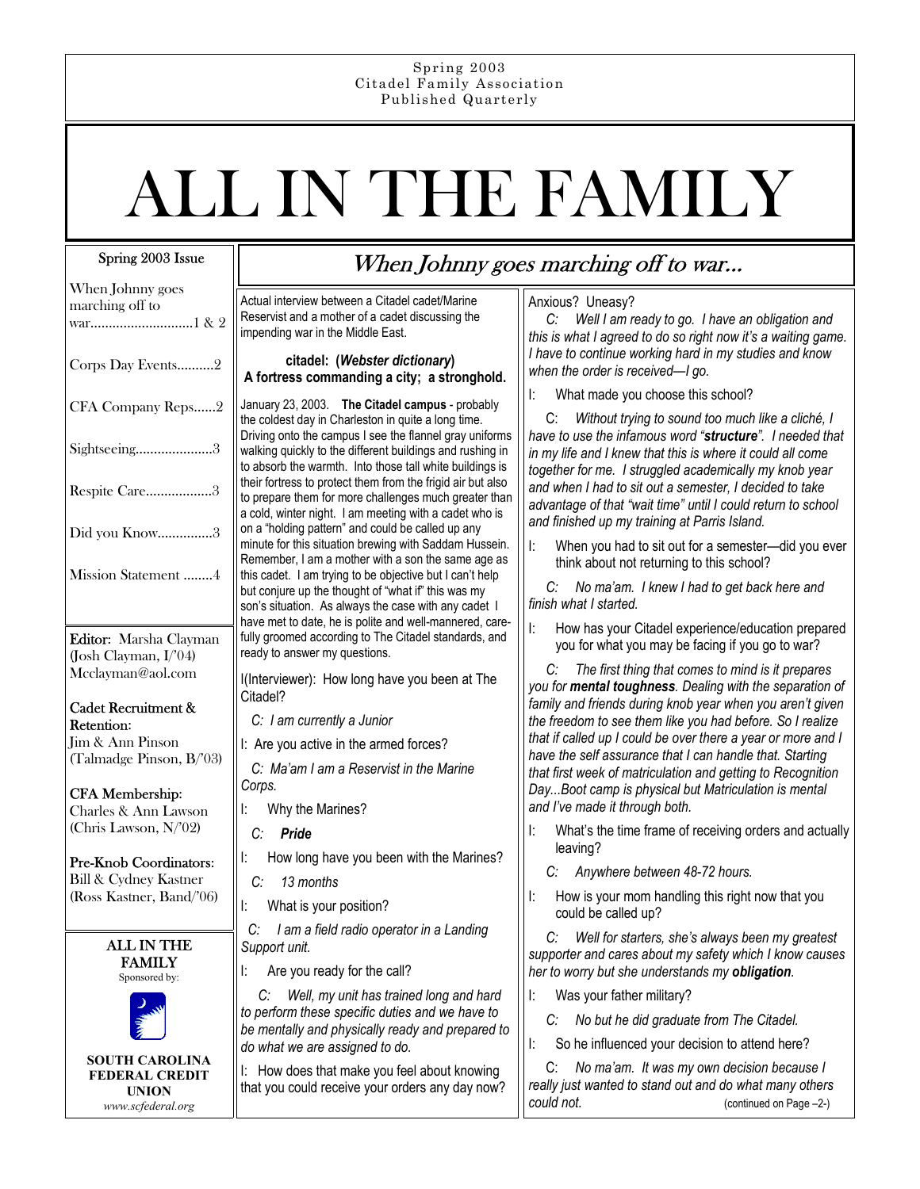Spring 2003
Citadel Family Association
Published Quarterly

# ALL IN THE FAMILY

**Spring 2003 Issue**

- When Johnny goes marching off to war............................1 & 2
- Corps Day Events..........2
- CFA Company Reps......2
- Sightseeing.....................3
- Respite Care..................3
- Did you Know...............3
- Mission Statement ........4

**Editor:** Marsha Clayman (Josh Clayman, I/'04) Mcclayman@aol.com

**Cadet Recruitment & Retention:** Jim & Ann Pinson (Talmadge Pinson, B/'03)

**CFA Membership:** Charles & Ann Lawson (Chris Lawson, N/'02)

**Pre-Knob Coordinators:** Bill & Cydney Kastner (Ross Kastner, Band/'06)

**ALL IN THE FAMILY**
Sponsored by:

**SOUTH CAROLINA FEDERAL CREDIT UNION**
*www.scfederal.org*

## *When Johnny goes marching off to war...*

Actual interview between a Citadel cadet/Marine Reservist and a mother of a cadet discussing the impending war in the Middle East.

**citadel: (*Webster dictionary*)**
**A fortress commanding a city; a stronghold.**

January 23, 2003. **The Citadel campus** - probably the coldest day in Charleston in quite a long time. Driving onto the campus I see the flannel gray uniforms walking quickly to the different buildings and rushing in to absorb the warmth. Into those tall white buildings is their fortress to protect them from the frigid air but also to prepare them for more challenges much greater than a cold, winter night. I am meeting with a cadet who is on a "holding pattern" and could be called up any minute for this situation brewing with Saddam Hussein. Remember, I am a mother with a son the same age as this cadet. I am trying to be objective but I can't help but conjure up the thought of "what if" this was my son's situation. As always the case with any cadet I have met to date, he is polite and well-mannered, carefully groomed according to The Citadel standards, and ready to answer my questions.

I(Interviewer): How long have you been at The Citadel?

*C: I am currently a Junior*

I: Are you active in the armed forces?

*C: Ma'am I am a Reservist in the Marine Corps.*

I: Why the Marines?

*C:* ***Pride***

I: How long have you been with the Marines?

*C: 13 months*

I: What is your position?

*C: I am a field radio operator in a Landing Support unit.*

I: Are you ready for the call?

*C: Well, my unit has trained long and hard to perform these specific duties and we have to be mentally and physically ready and prepared to do what we are assigned to do.*

I: How does that make you feel about knowing that you could receive your orders any day now? Anxious? Uneasy?

*C: Well I am ready to go. I have an obligation and this is what I agreed to do so right now it's a waiting game. I have to continue working hard in my studies and know when the order is received—I go.*

I: What made you choose this school?

*C: Without trying to sound too much like a cliché, I have to use the infamous word "**structure**". I needed that in my life and I knew that this is where it could all come together for me. I struggled academically my knob year and when I had to sit out a semester, I decided to take advantage of that "wait time" until I could return to school and finished up my training at Parris Island.*

I: When you had to sit out for a semester—did you ever think about not returning to this school?

*C: No ma'am. I knew I had to get back here and finish what I started.*

I: How has your Citadel experience/education prepared you for what you may be facing if you go to war?

*C: The first thing that comes to mind is it prepares you for **mental toughness**. Dealing with the separation of family and friends during knob year when you aren't given the freedom to see them like you had before. So I realize that if called up I could be over there a year or more and I have the self assurance that I can handle that. Starting that first week of matriculation and getting to Recognition Day...Boot camp is physical but Matriculation is mental and I've made it through both.*

I: What's the time frame of receiving orders and actually leaving?

*C: Anywhere between 48-72 hours.*

I: How is your mom handling this right now that you could be called up?

*C: Well for starters, she's always been my greatest supporter and cares about my safety which I know causes her to worry but she understands my **obligation**.*

I: Was your father military?

*C: No but he did graduate from The Citadel.*

I: So he influenced your decision to attend here?

*C: No ma'am. It was my own decision because I really just wanted to stand out and do what many others could not.*

(continued on Page –2-)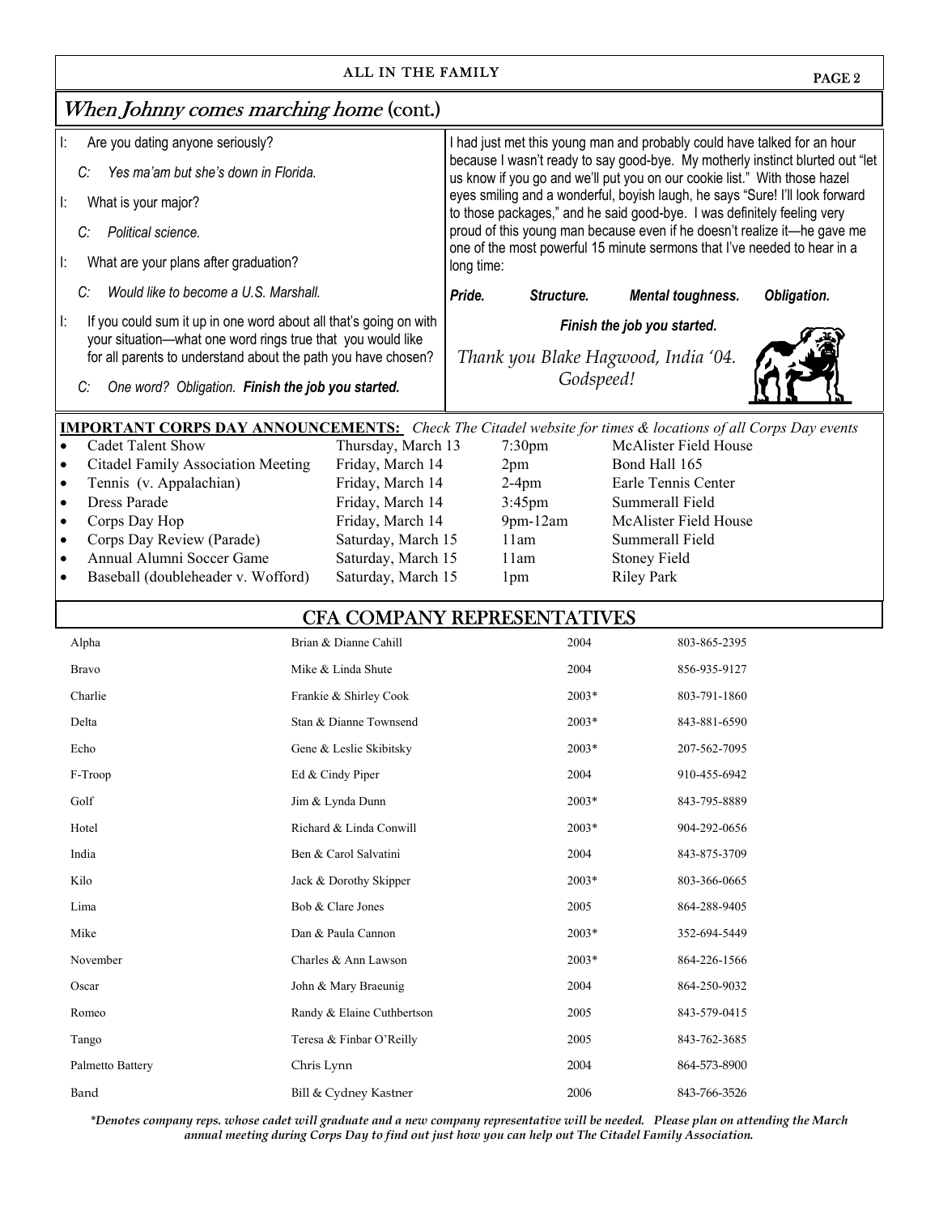## *When Johnny comes marching home* (cont.)

I: Are you dating anyone seriously?

*C: Yes ma'am but she's down in Florida.*

I: What is your major?

*C: Political science.*

I: What are your plans after graduation?

*C: Would like to become a U.S. Marshall.*

I: If you could sum it up in one word about all that's going on with your situation—what one word rings true that you would like for all parents to understand about the path you have chosen?

*C: One word? Obligation.* ***Finish the job you started.***

I had just met this young man and probably could have talked for an hour because I wasn't ready to say good-bye. My motherly instinct blurted out "let us know if you go and we'll put you on our cookie list." With those hazel eyes smiling and a wonderful, boyish laugh, he says "Sure! I'll look forward to those packages," and he said good-bye. I was definitely feeling very proud of this young man because even if he doesn't realize it—he gave me one of the most powerful 15 minute sermons that I've needed to hear in a long time:

***Pride. Structure. Mental toughness. Obligation.***

***Finish the job you started.***

*Thank you Blake Hagwood, India '04. Godspeed!*

**IMPORTANT CORPS DAY ANNOUNCEMENTS:** *Check The Citadel website for times & locations of all Corps Day events*

- Cadet Talent Show — Thursday, March 13 — 7:30pm — McAlister Field House
- Citadel Family Association Meeting — Friday, March 14 — 2pm — Bond Hall 165
- Tennis (v. Appalachian) — Friday, March 14 — 2-4pm — Earle Tennis Center
- Dress Parade — Friday, March 14 — 3:45pm — Summerall Field
- Corps Day Hop — Friday, March 14 — 9pm-12am — McAlister Field House
- Corps Day Review (Parade) — Saturday, March 15 — 11am — Summerall Field
- Annual Alumni Soccer Game — Saturday, March 15 — 11am — Stoney Field
- Baseball (doubleheader v. Wofford) — Saturday, March 15 — 1pm — Riley Park

## CFA COMPANY REPRESENTATIVES

| Company | Representatives | Class | Phone |
|---|---|---|---|
| Alpha | Brian & Dianne Cahill | 2004 | 803-865-2395 |
| Bravo | Mike & Linda Shute | 2004 | 856-935-9127 |
| Charlie | Frankie & Shirley Cook | 2003* | 803-791-1860 |
| Delta | Stan & Dianne Townsend | 2003* | 843-881-6590 |
| Echo | Gene & Leslie Skibitsky | 2003* | 207-562-7095 |
| F-Troop | Ed & Cindy Piper | 2004 | 910-455-6942 |
| Golf | Jim & Lynda Dunn | 2003* | 843-795-8889 |
| Hotel | Richard & Linda Conwill | 2003* | 904-292-0656 |
| India | Ben & Carol Salvatini | 2004 | 843-875-3709 |
| Kilo | Jack & Dorothy Skipper | 2003* | 803-366-0665 |
| Lima | Bob & Clare Jones | 2005 | 864-288-9405 |
| Mike | Dan & Paula Cannon | 2003* | 352-694-5449 |
| November | Charles & Ann Lawson | 2003* | 864-226-1566 |
| Oscar | John & Mary Braeunig | 2004 | 864-250-9032 |
| Romeo | Randy & Elaine Cuthbertson | 2005 | 843-579-0415 |
| Tango | Teresa & Finbar O'Reilly | 2005 | 843-762-3685 |
| Palmetto Battery | Chris Lynn | 2004 | 864-573-8900 |
| Band | Bill & Cydney Kastner | 2006 | 843-766-3526 |

*\*Denotes company reps. whose cadet will graduate and a new company representative will be needed. Please plan on attending the March annual meeting during Corps Day to find out just how you can help out The Citadel Family Association.*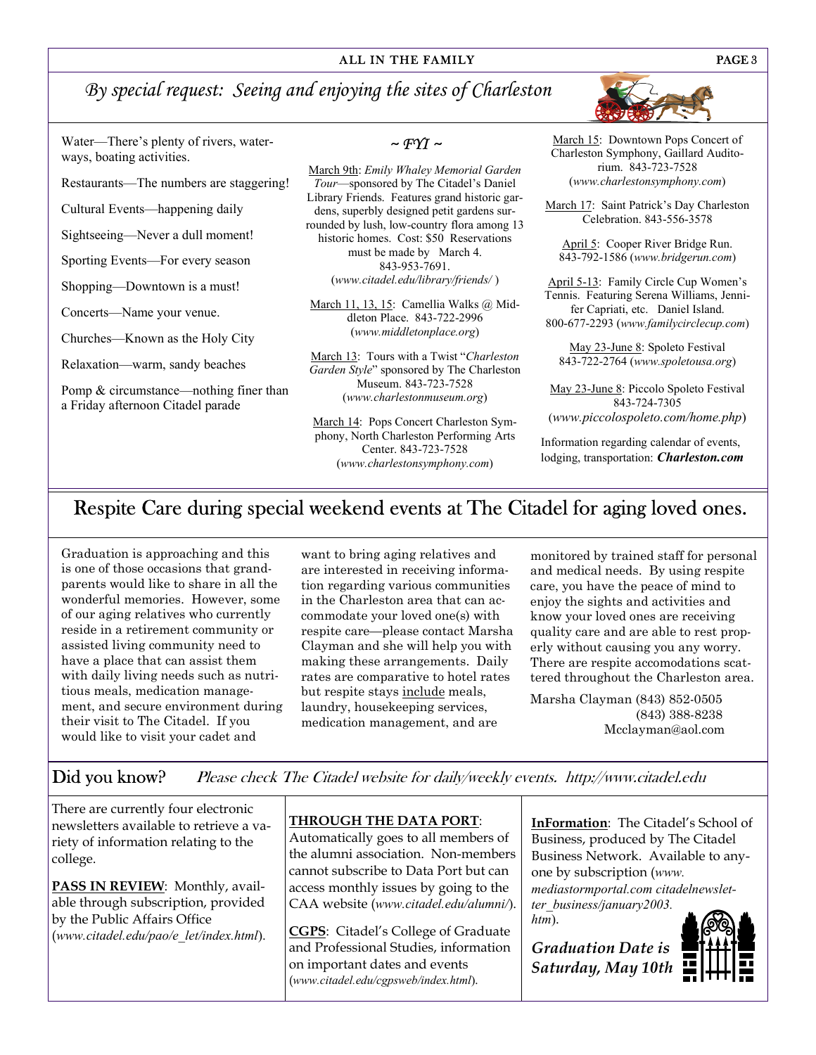## By special request: Seeing and enjoying the sites of Charleston

Water—There's plenty of rivers, waterways, boating activities.

Restaurants—The numbers are staggering!

Cultural Events—happening daily

Sightseeing—Never a dull moment!

Sporting Events—For every season

Shopping—Downtown is a must!

Concerts—Name your venue.

Churches—Known as the Holy City

Relaxation—warm, sandy beaches

Pomp & circumstance—nothing finer than a Friday afternoon Citadel parade

### ~ FYI ~

March 9th: *Emily Whaley Memorial Garden Tour*—sponsored by The Citadel's Daniel Library Friends. Features grand historic gardens, superbly designed petit gardens surrounded by lush, low-country flora among 13 historic homes. Cost: $50 Reservations must be made by March 4. 843-953-7691. (*www.citadel.edu/library/friends/* )

March 11, 13, 15: Camellia Walks @ Middleton Place. 843-722-2996 (*www.middletonplace.org*)

March 13: Tours with a Twist "*Charleston Garden Style*" sponsored by The Charleston Museum. 843-723-7528 (*www.charlestonmuseum.org*)

March 14: Pops Concert Charleston Symphony, North Charleston Performing Arts Center. 843-723-7528 (*www.charlestonsymphony.com*)

March 15: Downtown Pops Concert of Charleston Symphony, Gaillard Auditorium. 843-723-7528 (*www.charlestonsymphony.com*)

March 17: Saint Patrick's Day Charleston Celebration. 843-556-3578

April 5: Cooper River Bridge Run. 843-792-1586 (*www.bridgerun.com*)

April 5-13: Family Circle Cup Women's Tennis. Featuring Serena Williams, Jennifer Capriati, etc. Daniel Island. 800-677-2293 (*www.familycirclecup.com*)

May 23-June 8: Spoleto Festival 843-722-2764 (*www.spoletousa.org*)

May 23-June 8: Piccolo Spoleto Festival 843-724-7305 (*www.piccolospoleto.com/home.php*)

Information regarding calendar of events, lodging, transportation: ***Charleston.com***

## Respite Care during special weekend events at The Citadel for aging loved ones.

Graduation is approaching and this is one of those occasions that grandparents would like to share in all the wonderful memories. However, some of our aging relatives who currently reside in a retirement community or assisted living community need to have a place that can assist them with daily living needs such as nutritious meals, medication management, and secure environment during their visit to The Citadel. If you would like to visit your cadet and want to bring aging relatives and are interested in receiving information regarding various communities in the Charleston area that can accommodate your loved one(s) with respite care—please contact Marsha Clayman and she will help you with making these arrangements. Daily rates are comparative to hotel rates but respite stays include meals, laundry, housekeeping services, medication management, and are monitored by trained staff for personal and medical needs. By using respite care, you have the peace of mind to enjoy the sights and activities and know your loved ones are receiving quality care and are able to rest properly without causing you any worry. There are respite accomodations scattered throughout the Charleston area.

Marsha Clayman (843) 852-0505
(843) 388-8238
Mcclayman@aol.com

## Did you know? *Please check The Citadel website for daily/weekly events. http://www.citadel.edu*

There are currently four electronic newsletters available to retrieve a variety of information relating to the college.

**PASS IN REVIEW**: Monthly, available through subscription, provided by the Public Affairs Office (*www.citadel.edu/pao/e_let/index.html*).

**THROUGH THE DATA PORT**: Automatically goes to all members of the alumni association. Non-members cannot subscribe to Data Port but can access monthly issues by going to the CAA website (*www.citadel.edu/alumni/*).

**CGPS**: Citadel's College of Graduate and Professional Studies, information on important dates and events (*www.citadel.edu/cgpsweb/index.html*).

**InFormation**: The Citadel's School of Business, produced by The Citadel Business Network. Available to anyone by subscription (*www. mediastormportal.com citadelnewsletter_business/january2003. htm*).

***Graduation Date is Saturday, May 10th***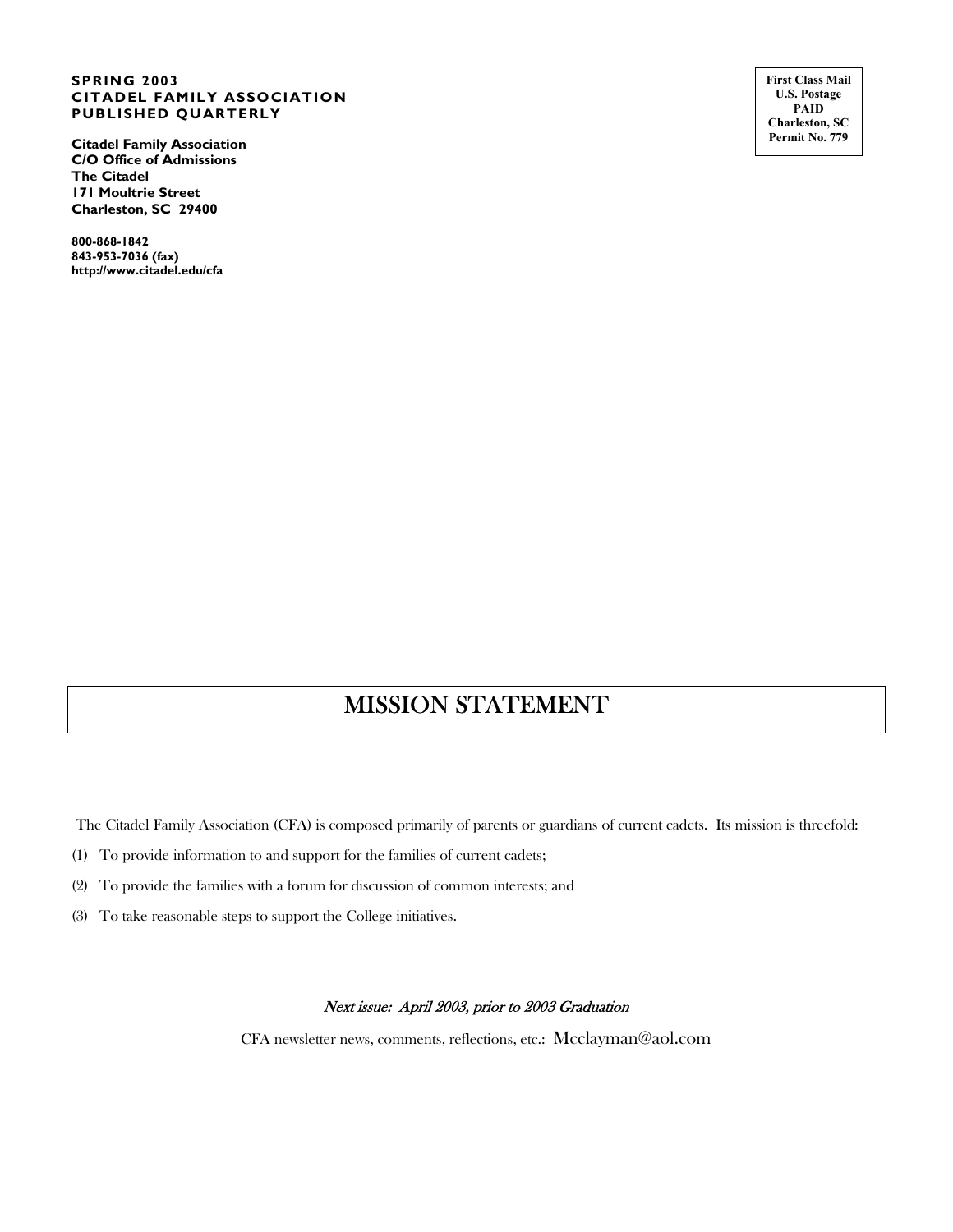**SPRING 2003**
**CITADEL FAMILY ASSOCIATION**
**PUBLISHED QUARTERLY**

**Citadel Family Association**
**C/O Office of Admissions**
**The Citadel**
**171 Moultrie Street**
**Charleston, SC 29400**

**800-868-1842**
**843-953-7036 (fax)**
**http://www.citadel.edu/cfa**

**First Class Mail**
**U.S. Postage**
**PAID**
**Charleston, SC**
**Permit No. 779**

# MISSION STATEMENT

The Citadel Family Association (CFA) is composed primarily of parents or guardians of current cadets. Its mission is threefold:

(1) To provide information to and support for the families of current cadets;

(2) To provide the families with a forum for discussion of common interests; and

(3) To take reasonable steps to support the College initiatives.

*Next issue: April 2003, prior to 2003 Graduation*

CFA newsletter news, comments, reflections, etc.: Mcclayman@aol.com